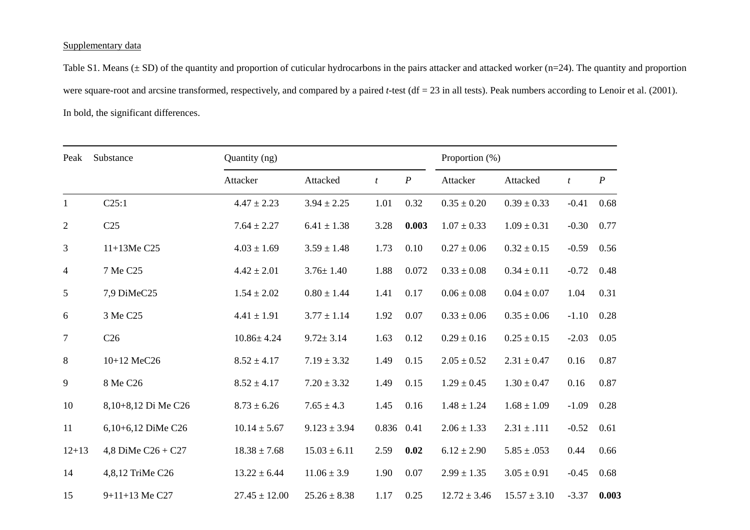Supplementary data

Table S1. Means (± SD) of the quantity and proportion of cuticular hydrocarbons in the pairs attacker and attacked worker (n=24). The quantity and proportion were square-root and arcsine transformed, respectively, and compared by a paired *t*-test (df = 23 in all tests). Peak numbers according to Lenoir et al. (2001). In bold, the significant differences.

| Peak | Substance | Quantity (ng) | | | | Proportion (%) | | | |
|---|---|---|---|---|---|---|---|---|---|
| | | Attacker | Attacked | *t* | *P* | Attacker | Attacked | *t* | *P* |
| 1 | C25:1 | 4.47 ± 2.23 | 3.94 ± 2.25 | 1.01 | 0.32 | 0.35 ± 0.20 | 0.39 ± 0.33 | -0.41 | 0.68 |
| 2 | C25 | 7.64 ± 2.27 | 6.41 ± 1.38 | 3.28 | **0.003** | 1.07 ± 0.33 | 1.09 ± 0.31 | -0.30 | 0.77 |
| 3 | 11+13Me C25 | 4.03 ± 1.69 | 3.59 ± 1.48 | 1.73 | 0.10 | 0.27 ± 0.06 | 0.32 ± 0.15 | -0.59 | 0.56 |
| 4 | 7 Me C25 | 4.42 ± 2.01 | 3.76± 1.40 | 1.88 | 0.072 | 0.33 ± 0.08 | 0.34 ± 0.11 | -0.72 | 0.48 |
| 5 | 7,9 DiMeC25 | 1.54 ± 2.02 | 0.80 ± 1.44 | 1.41 | 0.17 | 0.06 ± 0.08 | 0.04 ± 0.07 | 1.04 | 0.31 |
| 6 | 3 Me C25 | 4.41 ± 1.91 | 3.77 ± 1.14 | 1.92 | 0.07 | 0.33 ± 0.06 | 0.35 ± 0.06 | -1.10 | 0.28 |
| 7 | C26 | 10.86± 4.24 | 9.72± 3.14 | 1.63 | 0.12 | 0.29 ± 0.16 | 0.25 ± 0.15 | -2.03 | 0.05 |
| 8 | 10+12 MeC26 | 8.52 ± 4.17 | 7.19 ± 3.32 | 1.49 | 0.15 | 2.05 ± 0.52 | 2.31 ± 0.47 | 0.16 | 0.87 |
| 9 | 8 Me C26 | 8.52 ± 4.17 | 7.20 ± 3.32 | 1.49 | 0.15 | 1.29 ± 0.45 | 1.30 ± 0.47 | 0.16 | 0.87 |
| 10 | 8,10+8,12 Di Me C26 | 8.73 ± 6.26 | 7.65 ± 4.3 | 1.45 | 0.16 | 1.48 ± 1.24 | 1.68 ± 1.09 | -1.09 | 0.28 |
| 11 | 6,10+6,12 DiMe C26 | 10.14 ± 5.67 | 9.123 ± 3.94 | 0.836 | 0.41 | 2.06 ± 1.33 | 2.31 ± .111 | -0.52 | 0.61 |
| 12+13 | 4,8 DiMe C26 + C27 | 18.38 ± 7.68 | 15.03 ± 6.11 | 2.59 | **0.02** | 6.12 ± 2.90 | 5.85 ± .053 | 0.44 | 0.66 |
| 14 | 4,8,12 TriMe C26 | 13.22 ± 6.44 | 11.06 ± 3.9 | 1.90 | 0.07 | 2.99 ± 1.35 | 3.05 ± 0.91 | -0.45 | 0.68 |
| 15 | 9+11+13 Me C27 | 27.45 ± 12.00 | 25.26 ± 8.38 | 1.17 | 0.25 | 12.72 ± 3.46 | 15.57 ± 3.10 | -3.37 | **0.003** |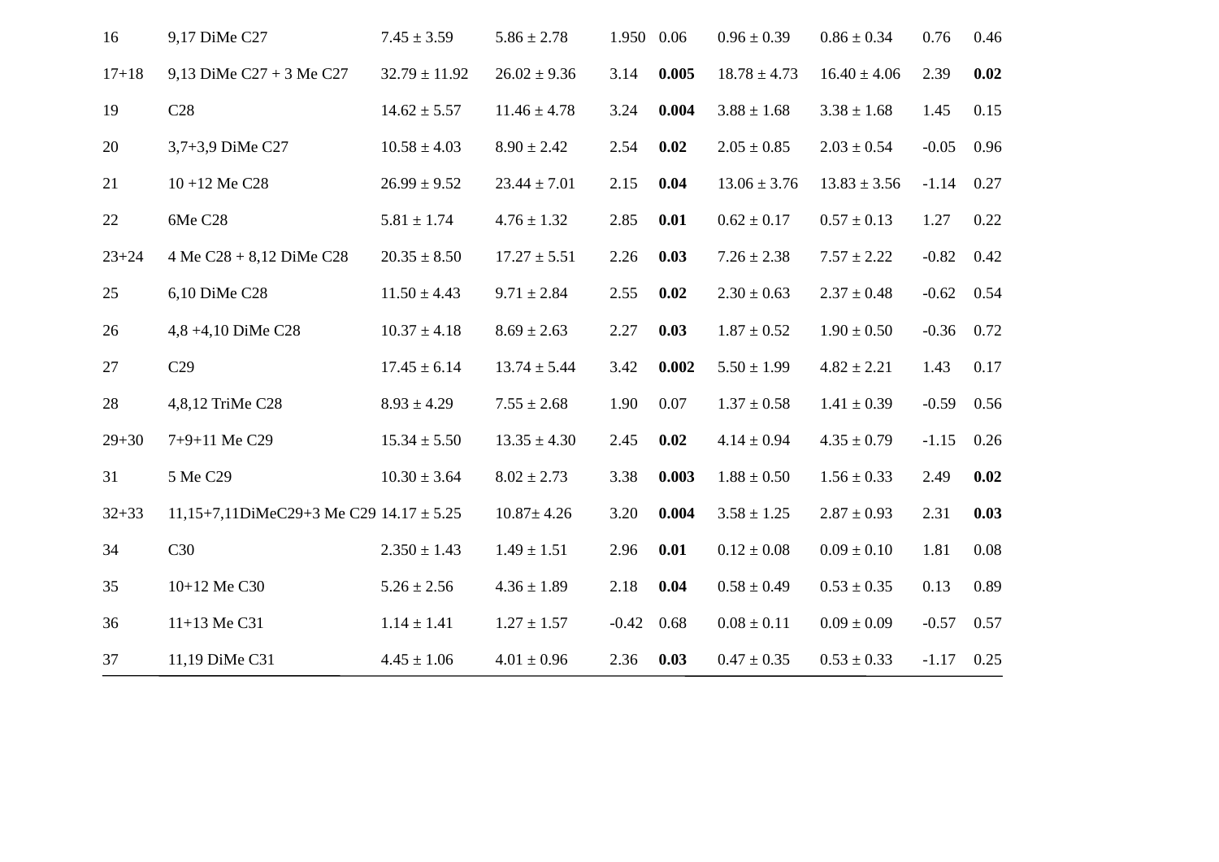| | | | | | | | | | |
|---|---|---|---|---|---|---|---|---|---|
| 16 | 9,17 DiMe C27 | 7.45 ± 3.59 | 5.86 ± 2.78 | 1.950 | 0.06 | 0.96 ± 0.39 | 0.86 ± 0.34 | 0.76 | 0.46 |
| 17+18 | 9,13 DiMe C27 + 3 Me C27 | 32.79 ± 11.92 | 26.02 ± 9.36 | 3.14 | **0.005** | 18.78 ± 4.73 | 16.40 ± 4.06 | 2.39 | **0.02** |
| 19 | C28 | 14.62 ± 5.57 | 11.46 ± 4.78 | 3.24 | **0.004** | 3.88 ± 1.68 | 3.38 ± 1.68 | 1.45 | 0.15 |
| 20 | 3,7+3,9 DiMe C27 | 10.58 ± 4.03 | 8.90 ± 2.42 | 2.54 | **0.02** | 2.05 ± 0.85 | 2.03 ± 0.54 | -0.05 | 0.96 |
| 21 | 10 +12 Me C28 | 26.99 ± 9.52 | 23.44 ± 7.01 | 2.15 | **0.04** | 13.06 ± 3.76 | 13.83 ± 3.56 | -1.14 | 0.27 |
| 22 | 6Me C28 | 5.81 ± 1.74 | 4.76 ± 1.32 | 2.85 | **0.01** | 0.62 ± 0.17 | 0.57 ± 0.13 | 1.27 | 0.22 |
| 23+24 | 4 Me C28 + 8,12 DiMe C28 | 20.35 ± 8.50 | 17.27 ± 5.51 | 2.26 | **0.03** | 7.26 ± 2.38 | 7.57 ± 2.22 | -0.82 | 0.42 |
| 25 | 6,10 DiMe C28 | 11.50 ± 4.43 | 9.71 ± 2.84 | 2.55 | **0.02** | 2.30 ± 0.63 | 2.37 ± 0.48 | -0.62 | 0.54 |
| 26 | 4,8 +4,10 DiMe C28 | 10.37 ± 4.18 | 8.69 ± 2.63 | 2.27 | **0.03** | 1.87 ± 0.52 | 1.90 ± 0.50 | -0.36 | 0.72 |
| 27 | C29 | 17.45 ± 6.14 | 13.74 ± 5.44 | 3.42 | **0.002** | 5.50 ± 1.99 | 4.82 ± 2.21 | 1.43 | 0.17 |
| 28 | 4,8,12 TriMe C28 | 8.93 ± 4.29 | 7.55 ± 2.68 | 1.90 | 0.07 | 1.37 ± 0.58 | 1.41 ± 0.39 | -0.59 | 0.56 |
| 29+30 | 7+9+11 Me C29 | 15.34 ± 5.50 | 13.35 ± 4.30 | 2.45 | **0.02** | 4.14 ± 0.94 | 4.35 ± 0.79 | -1.15 | 0.26 |
| 31 | 5 Me C29 | 10.30 ± 3.64 | 8.02 ± 2.73 | 3.38 | **0.003** | 1.88 ± 0.50 | 1.56 ± 0.33 | 2.49 | **0.02** |
| 32+33 | 11,15+7,11DiMeC29+3 Me C29 | 14.17 ± 5.25 | 10.87± 4.26 | 3.20 | **0.004** | 3.58 ± 1.25 | 2.87 ± 0.93 | 2.31 | **0.03** |
| 34 | C30 | 2.350 ± 1.43 | 1.49 ± 1.51 | 2.96 | **0.01** | 0.12 ± 0.08 | 0.09 ± 0.10 | 1.81 | 0.08 |
| 35 | 10+12 Me C30 | 5.26 ± 2.56 | 4.36 ± 1.89 | 2.18 | **0.04** | 0.58 ± 0.49 | 0.53 ± 0.35 | 0.13 | 0.89 |
| 36 | 11+13 Me C31 | 1.14 ± 1.41 | 1.27 ± 1.57 | -0.42 | 0.68 | 0.08 ± 0.11 | 0.09 ± 0.09 | -0.57 | 0.57 |
| 37 | 11,19 DiMe C31 | 4.45 ± 1.06 | 4.01 ± 0.96 | 2.36 | **0.03** | 0.47 ± 0.35 | 0.53 ± 0.33 | -1.17 | 0.25 |